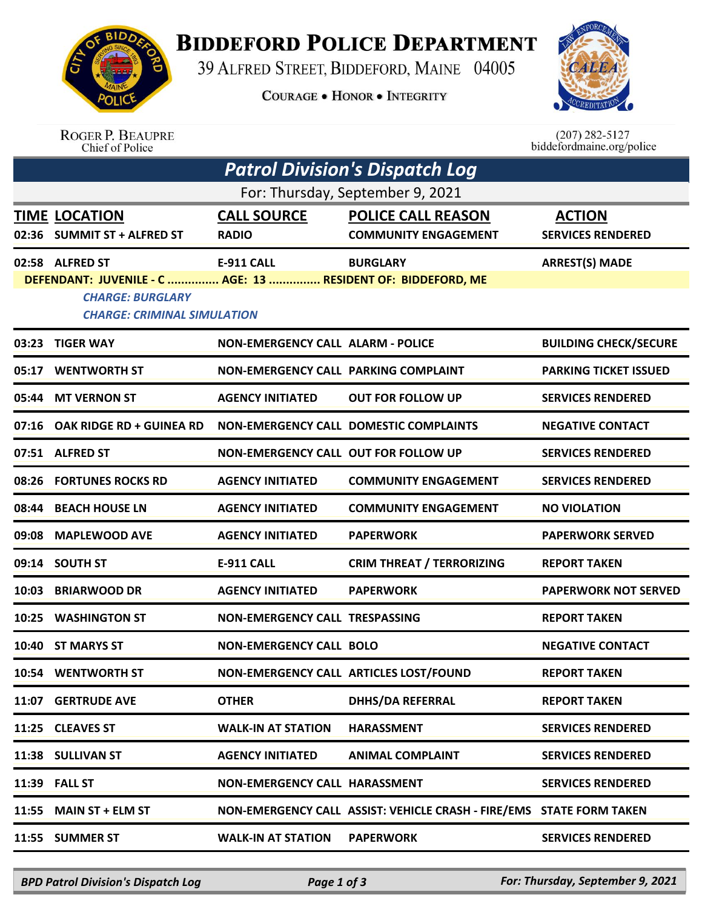# BIDDEFORD POLICE DEPARTMENT

39 ALFRED STREET, BIDDEFORD, MAINE 04005

COURAGE • HONOR • INTEGRITY

ROGER P. BEAUPRE
Chief of Police

(207) 282-5127
biddefordmaine.org/police

## Patrol Division's Dispatch Log

For: Thursday, September 9, 2021

| TIME | LOCATION | CALL SOURCE | POLICE CALL REASON | ACTION |
|---|---|---|---|---|
| 02:36 | SUMMIT ST + ALFRED ST | RADIO | COMMUNITY ENGAGEMENT | SERVICES RENDERED |
| 02:58 | ALFRED ST | E-911 CALL | BURGLARY | ARREST(S) MADE |
| | DEFENDANT: JUVENILE - C .............. AGE: 13 .............. RESIDENT OF: BIDDEFORD, ME | | | |
| | *CHARGE: BURGLARY* | | | |
| | *CHARGE: CRIMINAL SIMULATION* | | | |
| 03:23 | TIGER WAY | NON-EMERGENCY CALL | ALARM - POLICE | BUILDING CHECK/SECURE |
| 05:17 | WENTWORTH ST | NON-EMERGENCY CALL | PARKING COMPLAINT | PARKING TICKET ISSUED |
| 05:44 | MT VERNON ST | AGENCY INITIATED | OUT FOR FOLLOW UP | SERVICES RENDERED |
| 07:16 | OAK RIDGE RD + GUINEA RD | NON-EMERGENCY CALL | DOMESTIC COMPLAINTS | NEGATIVE CONTACT |
| 07:51 | ALFRED ST | NON-EMERGENCY CALL | OUT FOR FOLLOW UP | SERVICES RENDERED |
| 08:26 | FORTUNES ROCKS RD | AGENCY INITIATED | COMMUNITY ENGAGEMENT | SERVICES RENDERED |
| 08:44 | BEACH HOUSE LN | AGENCY INITIATED | COMMUNITY ENGAGEMENT | NO VIOLATION |
| 09:08 | MAPLEWOOD AVE | AGENCY INITIATED | PAPERWORK | PAPERWORK SERVED |
| 09:14 | SOUTH ST | E-911 CALL | CRIM THREAT / TERRORIZING | REPORT TAKEN |
| 10:03 | BRIARWOOD DR | AGENCY INITIATED | PAPERWORK | PAPERWORK NOT SERVED |
| 10:25 | WASHINGTON ST | NON-EMERGENCY CALL | TRESPASSING | REPORT TAKEN |
| 10:40 | ST MARYS ST | NON-EMERGENCY CALL | BOLO | NEGATIVE CONTACT |
| 10:54 | WENTWORTH ST | NON-EMERGENCY CALL | ARTICLES LOST/FOUND | REPORT TAKEN |
| 11:07 | GERTRUDE AVE | OTHER | DHHS/DA REFERRAL | REPORT TAKEN |
| 11:25 | CLEAVES ST | WALK-IN AT STATION | HARASSMENT | SERVICES RENDERED |
| 11:38 | SULLIVAN ST | AGENCY INITIATED | ANIMAL COMPLAINT | SERVICES RENDERED |
| 11:39 | FALL ST | NON-EMERGENCY CALL | HARASSMENT | SERVICES RENDERED |
| 11:55 | MAIN ST + ELM ST | NON-EMERGENCY CALL | ASSIST: VEHICLE CRASH - FIRE/EMS | STATE FORM TAKEN |
| 11:55 | SUMMER ST | WALK-IN AT STATION | PAPERWORK | SERVICES RENDERED |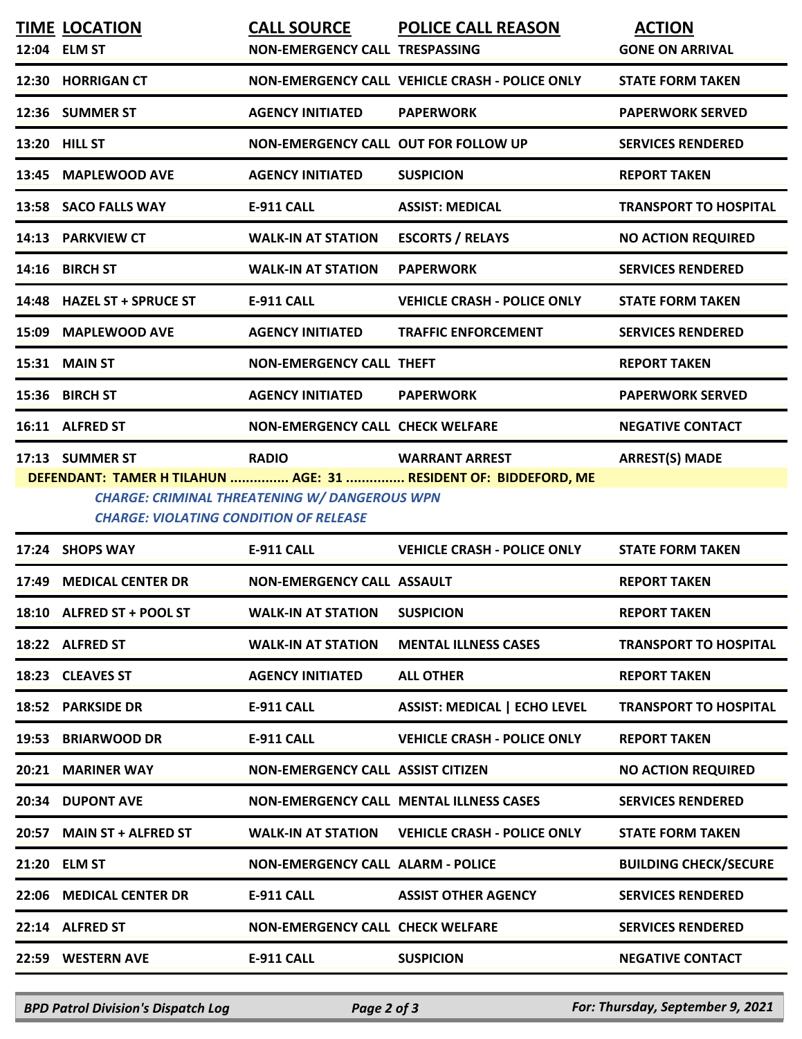| TIME | LOCATION | CALL SOURCE | POLICE CALL REASON | ACTION |
|---|---|---|---|---|
| 12:04 | ELM ST | NON-EMERGENCY CALL | TRESPASSING | GONE ON ARRIVAL |
| 12:30 | HORRIGAN CT | NON-EMERGENCY CALL | VEHICLE CRASH - POLICE ONLY | STATE FORM TAKEN |
| 12:36 | SUMMER ST | AGENCY INITIATED | PAPERWORK | PAPERWORK SERVED |
| 13:20 | HILL ST | NON-EMERGENCY CALL | OUT FOR FOLLOW UP | SERVICES RENDERED |
| 13:45 | MAPLEWOOD AVE | AGENCY INITIATED | SUSPICION | REPORT TAKEN |
| 13:58 | SACO FALLS WAY | E-911 CALL | ASSIST: MEDICAL | TRANSPORT TO HOSPITAL |
| 14:13 | PARKVIEW CT | WALK-IN AT STATION | ESCORTS / RELAYS | NO ACTION REQUIRED |
| 14:16 | BIRCH ST | WALK-IN AT STATION | PAPERWORK | SERVICES RENDERED |
| 14:48 | HAZEL ST + SPRUCE ST | E-911 CALL | VEHICLE CRASH - POLICE ONLY | STATE FORM TAKEN |
| 15:09 | MAPLEWOOD AVE | AGENCY INITIATED | TRAFFIC ENFORCEMENT | SERVICES RENDERED |
| 15:31 | MAIN ST | NON-EMERGENCY CALL | THEFT | REPORT TAKEN |
| 15:36 | BIRCH ST | AGENCY INITIATED | PAPERWORK | PAPERWORK SERVED |
| 16:11 | ALFRED ST | NON-EMERGENCY CALL | CHECK WELFARE | NEGATIVE CONTACT |
| 17:13 | SUMMER ST | RADIO | WARRANT ARREST | ARREST(S) MADE |

**DEFENDANT: TAMER H TILAHUN ............... AGE: 31 ............... RESIDENT OF: BIDDEFORD, ME**

*CHARGE: CRIMINAL THREATENING W/ DANGEROUS WPN*

*CHARGE: VIOLATING CONDITION OF RELEASE*

| TIME | LOCATION | CALL SOURCE | POLICE CALL REASON | ACTION |
|---|---|---|---|---|
| 17:24 | SHOPS WAY | E-911 CALL | VEHICLE CRASH - POLICE ONLY | STATE FORM TAKEN |
| 17:49 | MEDICAL CENTER DR | NON-EMERGENCY CALL | ASSAULT | REPORT TAKEN |
| 18:10 | ALFRED ST + POOL ST | WALK-IN AT STATION | SUSPICION | REPORT TAKEN |
| 18:22 | ALFRED ST | WALK-IN AT STATION | MENTAL ILLNESS CASES | TRANSPORT TO HOSPITAL |
| 18:23 | CLEAVES ST | AGENCY INITIATED | ALL OTHER | REPORT TAKEN |
| 18:52 | PARKSIDE DR | E-911 CALL | ASSIST: MEDICAL \| ECHO LEVEL | TRANSPORT TO HOSPITAL |
| 19:53 | BRIARWOOD DR | E-911 CALL | VEHICLE CRASH - POLICE ONLY | REPORT TAKEN |
| 20:21 | MARINER WAY | NON-EMERGENCY CALL | ASSIST CITIZEN | NO ACTION REQUIRED |
| 20:34 | DUPONT AVE | NON-EMERGENCY CALL | MENTAL ILLNESS CASES | SERVICES RENDERED |
| 20:57 | MAIN ST + ALFRED ST | WALK-IN AT STATION | VEHICLE CRASH - POLICE ONLY | STATE FORM TAKEN |
| 21:20 | ELM ST | NON-EMERGENCY CALL | ALARM - POLICE | BUILDING CHECK/SECURE |
| 22:06 | MEDICAL CENTER DR | E-911 CALL | ASSIST OTHER AGENCY | SERVICES RENDERED |
| 22:14 | ALFRED ST | NON-EMERGENCY CALL | CHECK WELFARE | SERVICES RENDERED |
| 22:59 | WESTERN AVE | E-911 CALL | SUSPICION | NEGATIVE CONTACT |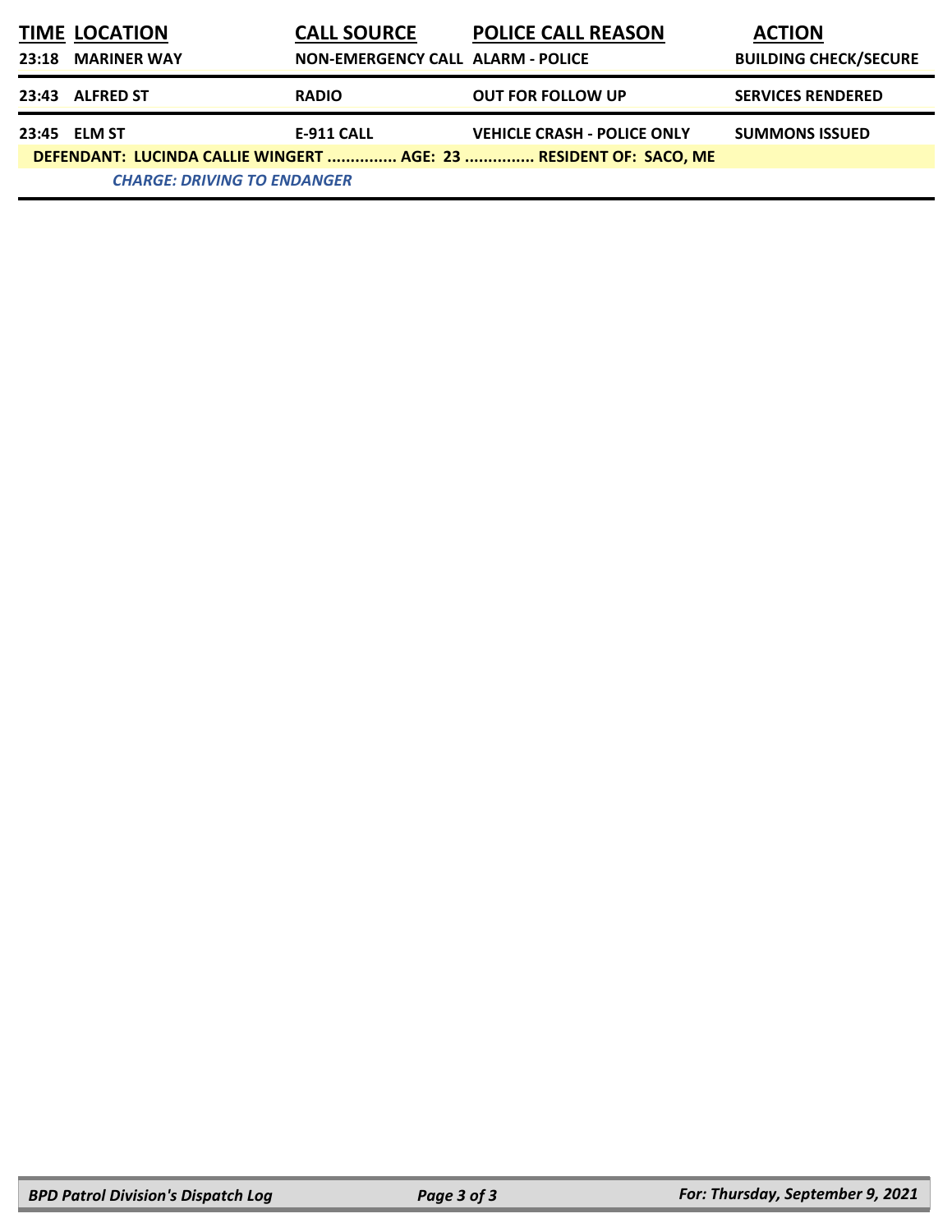| TIME | LOCATION | CALL SOURCE | POLICE CALL REASON | ACTION |
|---|---|---|---|---|
| 23:18 | MARINER WAY | NON-EMERGENCY CALL | ALARM - POLICE | BUILDING CHECK/SECURE |
| 23:43 | ALFRED ST | RADIO | OUT FOR FOLLOW UP | SERVICES RENDERED |
| 23:45 | ELM ST | E-911 CALL | VEHICLE CRASH - POLICE ONLY | SUMMONS ISSUED |

**DEFENDANT: LUCINDA CALLIE WINGERT ............... AGE: 23 ............... RESIDENT OF: SACO, ME**

***CHARGE: DRIVING TO ENDANGER***